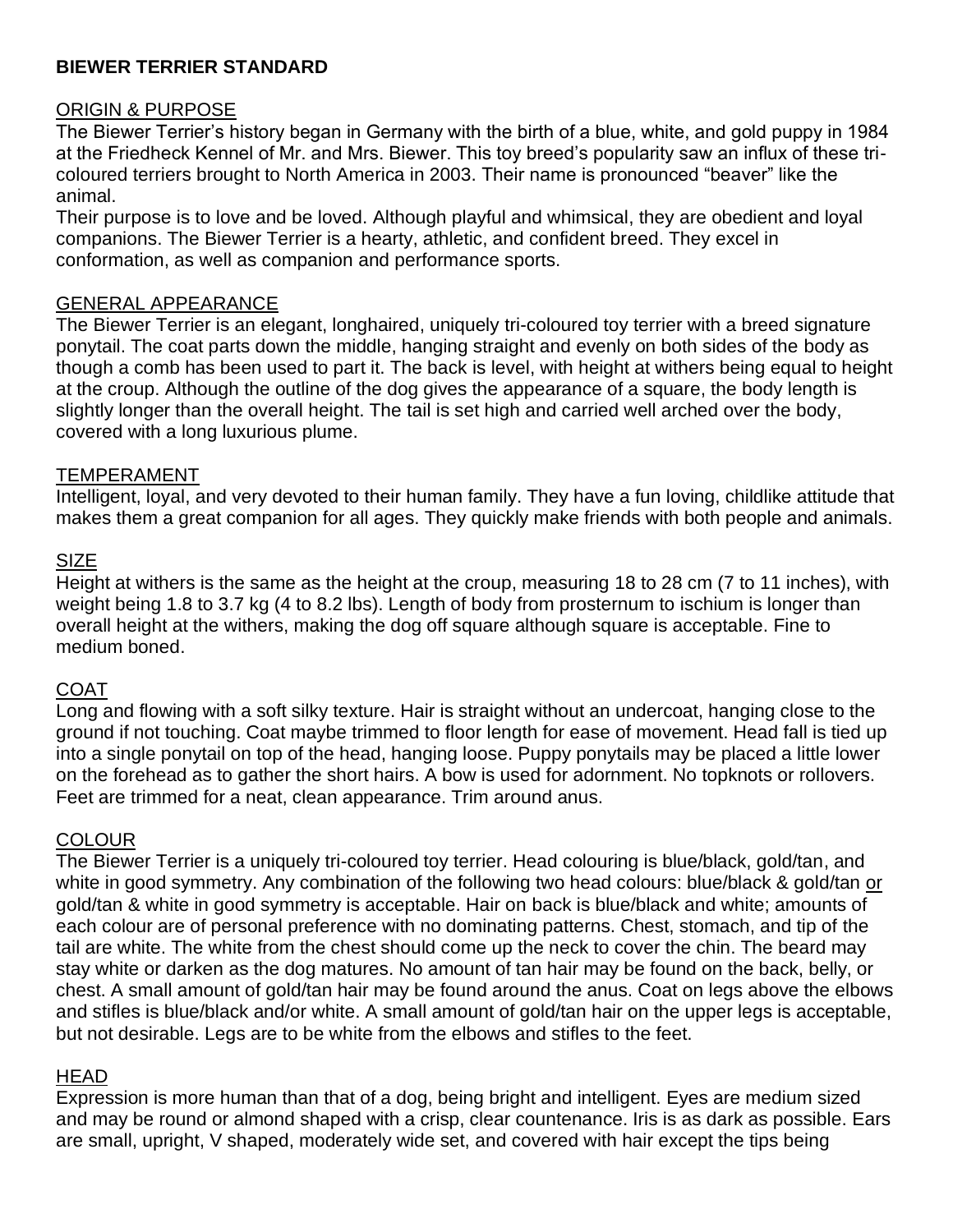**BIEWER TERRIER STANDARD**

ORIGIN & PURPOSE

The Biewer Terrier's history began in Germany with the birth of a blue, white, and gold puppy in 1984 at the Friedheck Kennel of Mr. and Mrs. Biewer. This toy breed's popularity saw an influx of these tri-coloured terriers brought to North America in 2003. Their name is pronounced "beaver" like the animal.

Their purpose is to love and be loved. Although playful and whimsical, they are obedient and loyal companions. The Biewer Terrier is a hearty, athletic, and confident breed. They excel in conformation, as well as companion and performance sports.

GENERAL APPEARANCE

The Biewer Terrier is an elegant, longhaired, uniquely tri-coloured toy terrier with a breed signature ponytail. The coat parts down the middle, hanging straight and evenly on both sides of the body as though a comb has been used to part it. The back is level, with height at withers being equal to height at the croup. Although the outline of the dog gives the appearance of a square, the body length is slightly longer than the overall height. The tail is set high and carried well arched over the body, covered with a long luxurious plume.

TEMPERAMENT

Intelligent, loyal, and very devoted to their human family. They have a fun loving, childlike attitude that makes them a great companion for all ages. They quickly make friends with both people and animals.

SIZE

Height at withers is the same as the height at the croup, measuring 18 to 28 cm (7 to 11 inches), with weight being 1.8 to 3.7 kg (4 to 8.2 lbs). Length of body from prosternum to ischium is longer than overall height at the withers, making the dog off square although square is acceptable. Fine to medium boned.

COAT

Long and flowing with a soft silky texture. Hair is straight without an undercoat, hanging close to the ground if not touching. Coat maybe trimmed to floor length for ease of movement. Head fall is tied up into a single ponytail on top of the head, hanging loose. Puppy ponytails may be placed a little lower on the forehead as to gather the short hairs. A bow is used for adornment. No topknots or rollovers. Feet are trimmed for a neat, clean appearance. Trim around anus.

COLOUR

The Biewer Terrier is a uniquely tri-coloured toy terrier. Head colouring is blue/black, gold/tan, and white in good symmetry. Any combination of the following two head colours: blue/black & gold/tan or gold/tan & white in good symmetry is acceptable. Hair on back is blue/black and white; amounts of each colour are of personal preference with no dominating patterns. Chest, stomach, and tip of the tail are white. The white from the chest should come up the neck to cover the chin. The beard may stay white or darken as the dog matures. No amount of tan hair may be found on the back, belly, or chest. A small amount of gold/tan hair may be found around the anus. Coat on legs above the elbows and stifles is blue/black and/or white. A small amount of gold/tan hair on the upper legs is acceptable, but not desirable. Legs are to be white from the elbows and stifles to the feet.

HEAD

Expression is more human than that of a dog, being bright and intelligent. Eyes are medium sized and may be round or almond shaped with a crisp, clear countenance. Iris is as dark as possible. Ears are small, upright, V shaped, moderately wide set, and covered with hair except the tips being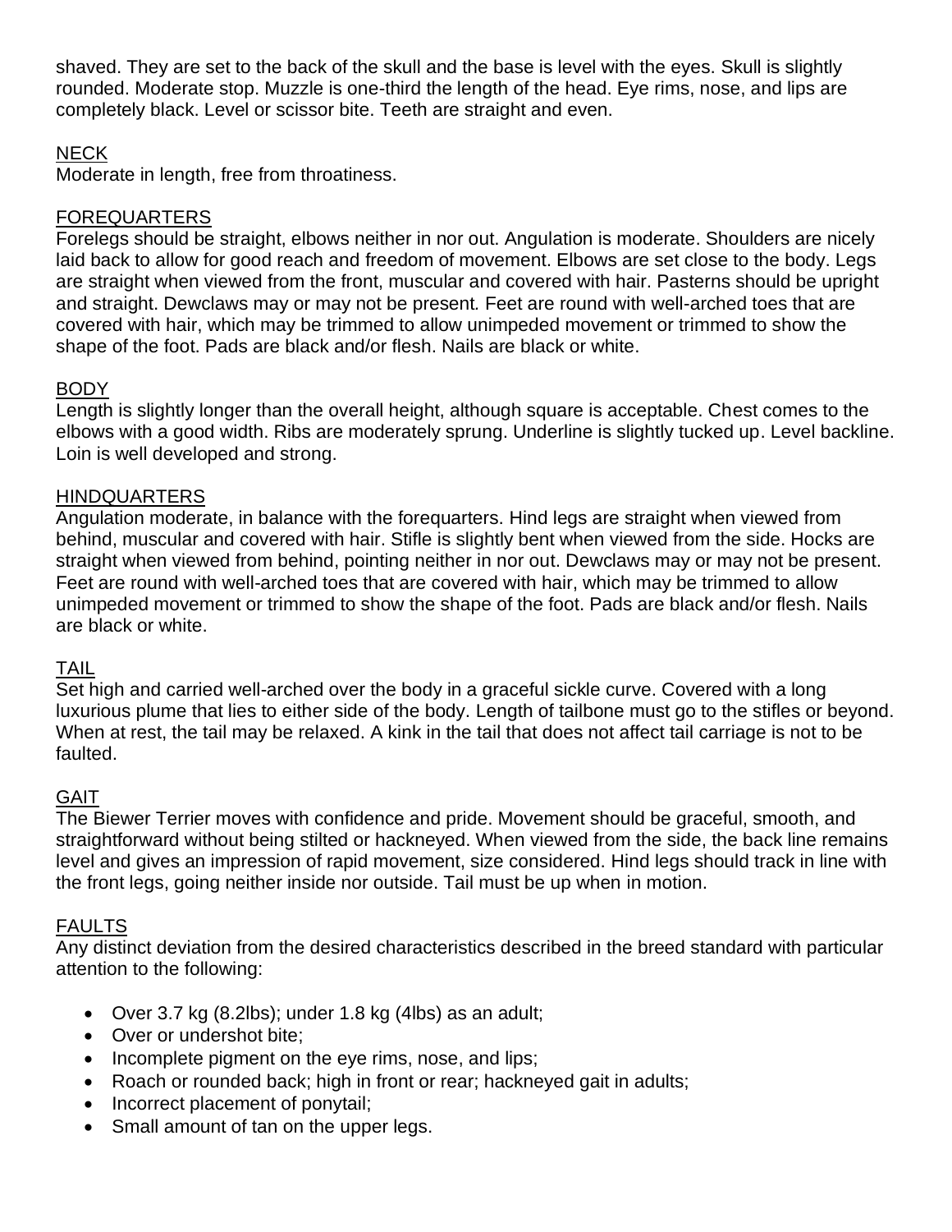shaved. They are set to the back of the skull and the base is level with the eyes. Skull is slightly rounded. Moderate stop. Muzzle is one-third the length of the head. Eye rims, nose, and lips are completely black. Level or scissor bite. Teeth are straight and even.

## NECK

Moderate in length, free from throatiness.

## FOREQUARTERS

Forelegs should be straight, elbows neither in nor out. Angulation is moderate. Shoulders are nicely laid back to allow for good reach and freedom of movement. Elbows are set close to the body. Legs are straight when viewed from the front, muscular and covered with hair. Pasterns should be upright and straight. Dewclaws may or may not be present. Feet are round with well-arched toes that are covered with hair, which may be trimmed to allow unimpeded movement or trimmed to show the shape of the foot. Pads are black and/or flesh. Nails are black or white.

## BODY

Length is slightly longer than the overall height, although square is acceptable. Chest comes to the elbows with a good width. Ribs are moderately sprung. Underline is slightly tucked up. Level backline. Loin is well developed and strong.

## HINDQUARTERS

Angulation moderate, in balance with the forequarters. Hind legs are straight when viewed from behind, muscular and covered with hair. Stifle is slightly bent when viewed from the side. Hocks are straight when viewed from behind, pointing neither in nor out. Dewclaws may or may not be present. Feet are round with well-arched toes that are covered with hair, which may be trimmed to allow unimpeded movement or trimmed to show the shape of the foot. Pads are black and/or flesh. Nails are black or white.

## TAIL

Set high and carried well-arched over the body in a graceful sickle curve. Covered with a long luxurious plume that lies to either side of the body. Length of tailbone must go to the stifles or beyond. When at rest, the tail may be relaxed. A kink in the tail that does not affect tail carriage is not to be faulted.

## GAIT

The Biewer Terrier moves with confidence and pride. Movement should be graceful, smooth, and straightforward without being stilted or hackneyed. When viewed from the side, the back line remains level and gives an impression of rapid movement, size considered. Hind legs should track in line with the front legs, going neither inside nor outside. Tail must be up when in motion.

## FAULTS

Any distinct deviation from the desired characteristics described in the breed standard with particular attention to the following:

- Over 3.7 kg (8.2lbs); under 1.8 kg (4lbs) as an adult;
- Over or undershot bite;
- Incomplete pigment on the eye rims, nose, and lips;
- Roach or rounded back; high in front or rear; hackneyed gait in adults;
- Incorrect placement of ponytail;
- Small amount of tan on the upper legs.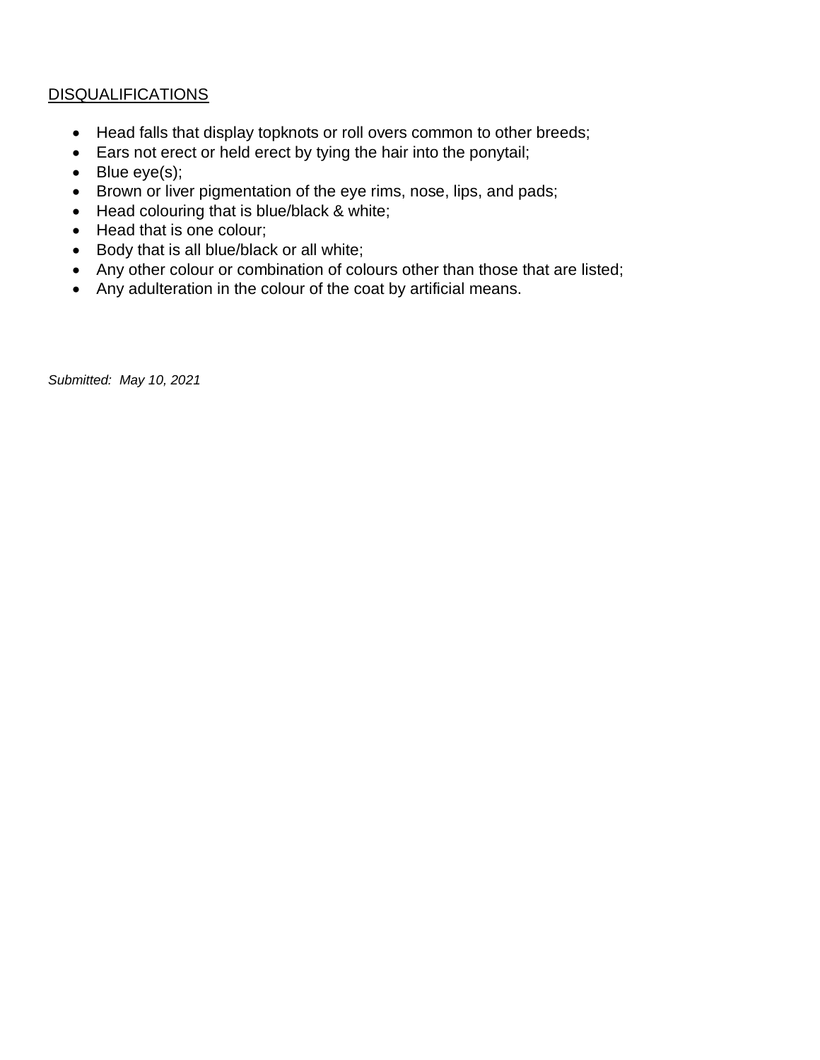<u>DISQUALIFICATIONS</u>

- Head falls that display topknots or roll overs common to other breeds;
- Ears not erect or held erect by tying the hair into the ponytail;
- Blue eye(s);
- Brown or liver pigmentation of the eye rims, nose, lips, and pads;
- Head colouring that is blue/black & white;
- Head that is one colour;
- Body that is all blue/black or all white;
- Any other colour or combination of colours other than those that are listed;
- Any adulteration in the colour of the coat by artificial means.

*Submitted: May 10, 2021*